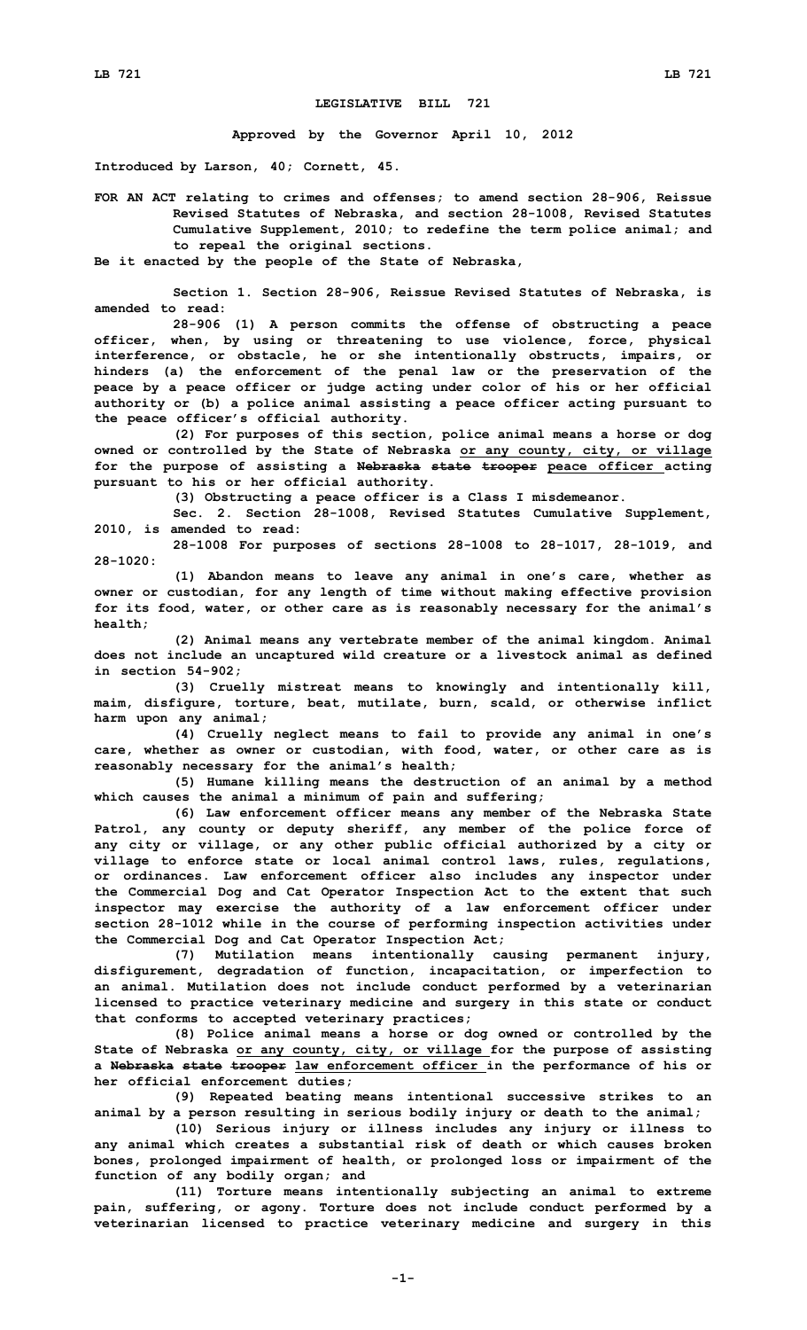**LEGISLATIVE BILL 721**

**Approved by the Governor April 10, 2012**

**Introduced by Larson, 40; Cornett, 45.**

**FOR AN ACT relating to crimes and offenses; to amend section 28-906, Reissue Revised Statutes of Nebraska, and section 28-1008, Revised Statutes Cumulative Supplement, 2010; to redefine the term police animal; and to repeal the original sections.**

**Be it enacted by the people of the State of Nebraska,**

**Section 1. Section 28-906, Reissue Revised Statutes of Nebraska, is amended to read:**

**28-906 (1) A person commits the offense of obstructing a peace officer, when, by using or threatening to use violence, force, physical interference, or obstacle, he or she intentionally obstructs, impairs, or hinders (a) the enforcement of the penal law or the preservation of the peace by a peace officer or judge acting under color of his or her official authority or (b) a police animal assisting a peace officer acting pursuant to the peace officer's official authority.**

**(2) For purposes of this section, police animal means a horse or dog owned or controlled by the State of Nebraska or any county, city, or village for the purpose of assisting a ~~Nebraska state trooper~~ peace officer acting pursuant to his or her official authority.**

**(3) Obstructing a peace officer is a Class I misdemeanor.**

**Sec. 2. Section 28-1008, Revised Statutes Cumulative Supplement, 2010, is amended to read:**

**28-1008 For purposes of sections 28-1008 to 28-1017, 28-1019, and 28-1020:**

**(1) Abandon means to leave any animal in one's care, whether as owner or custodian, for any length of time without making effective provision for its food, water, or other care as is reasonably necessary for the animal's health;**

**(2) Animal means any vertebrate member of the animal kingdom. Animal does not include an uncaptured wild creature or a livestock animal as defined in section 54-902;**

**(3) Cruelly mistreat means to knowingly and intentionally kill, maim, disfigure, torture, beat, mutilate, burn, scald, or otherwise inflict harm upon any animal;**

**(4) Cruelly neglect means to fail to provide any animal in one's care, whether as owner or custodian, with food, water, or other care as is reasonably necessary for the animal's health;**

**(5) Humane killing means the destruction of an animal by a method which causes the animal a minimum of pain and suffering;**

**(6) Law enforcement officer means any member of the Nebraska State Patrol, any county or deputy sheriff, any member of the police force of any city or village, or any other public official authorized by a city or village to enforce state or local animal control laws, rules, regulations, or ordinances. Law enforcement officer also includes any inspector under the Commercial Dog and Cat Operator Inspection Act to the extent that such inspector may exercise the authority of a law enforcement officer under section 28-1012 while in the course of performing inspection activities under the Commercial Dog and Cat Operator Inspection Act;**

**(7) Mutilation means intentionally causing permanent injury, disfigurement, degradation of function, incapacitation, or imperfection to an animal. Mutilation does not include conduct performed by a veterinarian licensed to practice veterinary medicine and surgery in this state or conduct that conforms to accepted veterinary practices;**

**(8) Police animal means a horse or dog owned or controlled by the State of Nebraska or any county, city, or village for the purpose of assisting a ~~Nebraska state trooper~~ law enforcement officer in the performance of his or her official enforcement duties;**

**(9) Repeated beating means intentional successive strikes to an animal by a person resulting in serious bodily injury or death to the animal;**

**(10) Serious injury or illness includes any injury or illness to any animal which creates a substantial risk of death or which causes broken bones, prolonged impairment of health, or prolonged loss or impairment of the function of any bodily organ; and**

**(11) Torture means intentionally subjecting an animal to extreme pain, suffering, or agony. Torture does not include conduct performed by a veterinarian licensed to practice veterinary medicine and surgery in this**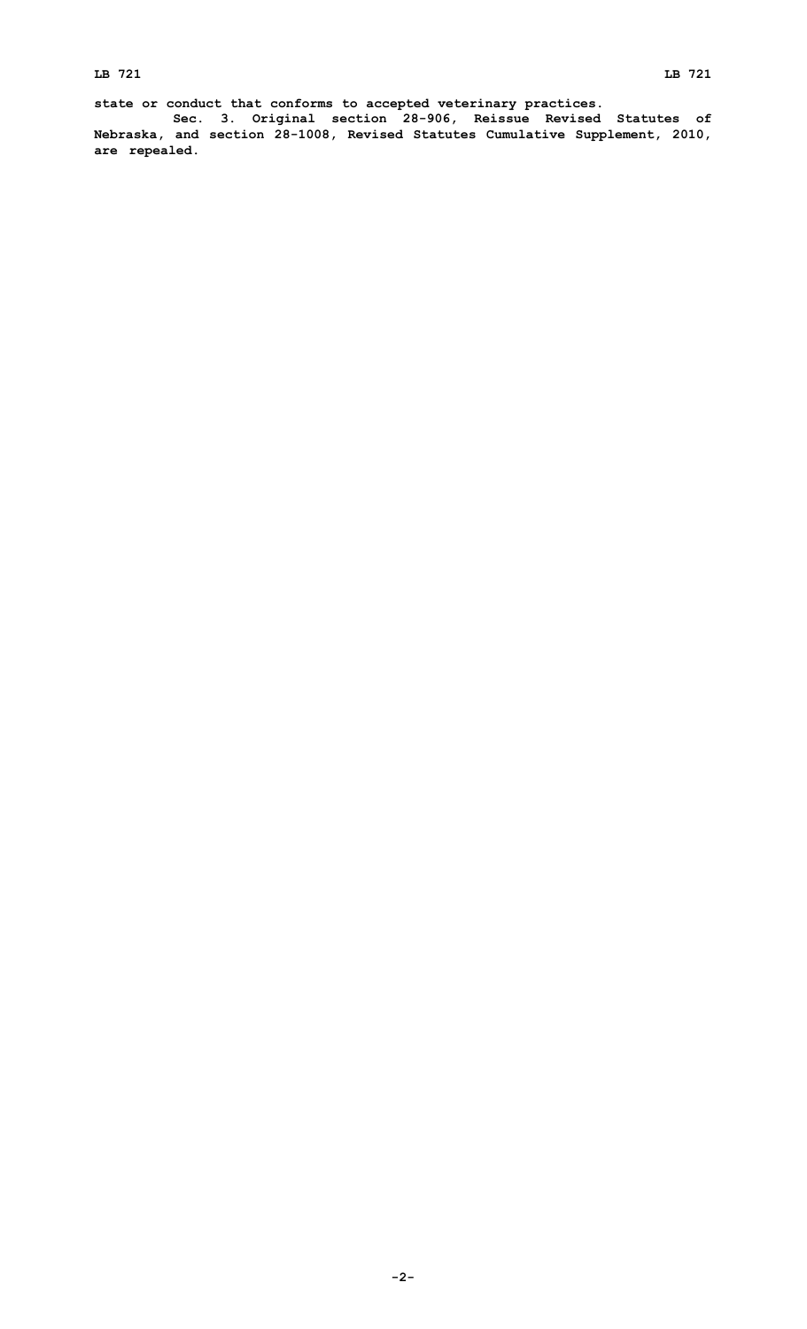state or conduct that conforms to accepted veterinary practices.

Sec. 3. Original section 28-906, Reissue Revised Statutes of Nebraska, and section 28-1008, Revised Statutes Cumulative Supplement, 2010, are repealed.